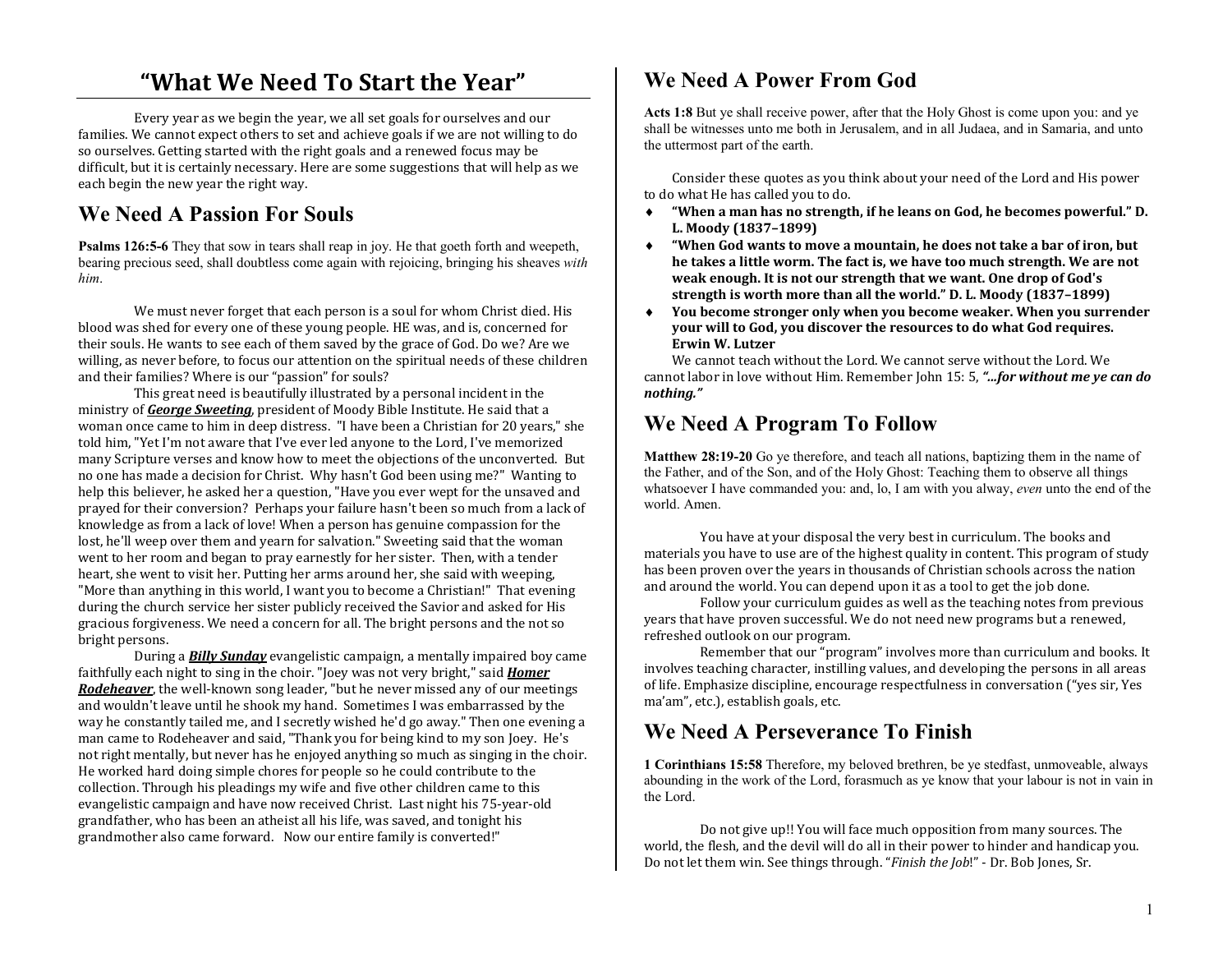# "What We Need To Start the Year"

Every year as we begin the year, we all set goals for ourselves and our families. We cannot expect others to set and achieve goals if we are not willing to do so ourselves. Getting started with the right goals and a renewed focus may be difficult, but it is certainly necessary. Here are some suggestions that will help as we each begin the new year the right way.

## We Need A Passion For Souls

**Psalms 126:5-6** They that sow in tears shall reap in joy. He that goeth forth and weepeth, bearing precious seed, shall doubtless come again with rejoicing, bringing his sheaves *with him*.

We must never forget that each person is a soul for whom Christ died. His blood was shed for every one of these young people. HE was, and is, concerned for their souls. He wants to see each of them saved by the grace of God. Do we? Are we willing, as never before, to focus our attention on the spiritual needs of these children and their families? Where is our "passion" for souls?

This great need is beautifully illustrated by a personal incident in the ministry of ***George Sweeting***, president of Moody Bible Institute. He said that a woman once came to him in deep distress. "I have been a Christian for 20 years," she told him, "Yet I'm not aware that I've ever led anyone to the Lord, I've memorized many Scripture verses and know how to meet the objections of the unconverted. But no one has made a decision for Christ. Why hasn't God been using me?" Wanting to help this believer, he asked her a question, "Have you ever wept for the unsaved and prayed for their conversion? Perhaps your failure hasn't been so much from a lack of knowledge as from a lack of love! When a person has genuine compassion for the lost, he'll weep over them and yearn for salvation." Sweeting said that the woman went to her room and began to pray earnestly for her sister. Then, with a tender heart, she went to visit her. Putting her arms around her, she said with weeping, "More than anything in this world, I want you to become a Christian!" That evening during the church service her sister publicly received the Savior and asked for His gracious forgiveness. We need a concern for all. The bright persons and the not so bright persons.

During a ***Billy Sunday*** evangelistic campaign, a mentally impaired boy came faithfully each night to sing in the choir. "Joey was not very bright," said ***Homer Rodeheaver***, the well-known song leader, "but he never missed any of our meetings and wouldn't leave until he shook my hand. Sometimes I was embarrassed by the way he constantly tailed me, and I secretly wished he'd go away." Then one evening a man came to Rodeheaver and said, "Thank you for being kind to my son Joey. He's not right mentally, but never has he enjoyed anything so much as singing in the choir. He worked hard doing simple chores for people so he could contribute to the collection. Through his pleadings my wife and five other children came to this evangelistic campaign and have now received Christ. Last night his 75-year-old grandfather, who has been an atheist all his life, was saved, and tonight his grandmother also came forward. Now our entire family is converted!"

## We Need A Power From God

**Acts 1:8** But ye shall receive power, after that the Holy Ghost is come upon you: and ye shall be witnesses unto me both in Jerusalem, and in all Judaea, and in Samaria, and unto the uttermost part of the earth.

Consider these quotes as you think about your need of the Lord and His power to do what He has called you to do.

- **"When a man has no strength, if he leans on God, he becomes powerful." D. L. Moody (1837–1899)**
- **"When God wants to move a mountain, he does not take a bar of iron, but he takes a little worm. The fact is, we have too much strength. We are not weak enough. It is not our strength that we want. One drop of God's strength is worth more than all the world." D. L. Moody (1837–1899)**
- **You become stronger only when you become weaker. When you surrender your will to God, you discover the resources to do what God requires. Erwin W. Lutzer**

We cannot teach without the Lord. We cannot serve without the Lord. We cannot labor in love without Him. Remember John 15: 5, ***"...for without me ye can do nothing."***

## We Need A Program To Follow

**Matthew 28:19-20** Go ye therefore, and teach all nations, baptizing them in the name of the Father, and of the Son, and of the Holy Ghost: Teaching them to observe all things whatsoever I have commanded you: and, lo, I am with you alway, *even* unto the end of the world. Amen.

You have at your disposal the very best in curriculum. The books and materials you have to use are of the highest quality in content. This program of study has been proven over the years in thousands of Christian schools across the nation and around the world. You can depend upon it as a tool to get the job done.

Follow your curriculum guides as well as the teaching notes from previous years that have proven successful. We do not need new programs but a renewed, refreshed outlook on our program.

Remember that our "program" involves more than curriculum and books. It involves teaching character, instilling values, and developing the persons in all areas of life. Emphasize discipline, encourage respectfulness in conversation ("yes sir, Yes ma'am", etc.), establish goals, etc.

## We Need A Perseverance To Finish

**1 Corinthians 15:58** Therefore, my beloved brethren, be ye stedfast, unmoveable, always abounding in the work of the Lord, forasmuch as ye know that your labour is not in vain in the Lord.

Do not give up!! You will face much opposition from many sources. The world, the flesh, and the devil will do all in their power to hinder and handicap you. Do not let them win. See things through. "*Finish the Job*!" - Dr. Bob Jones, Sr.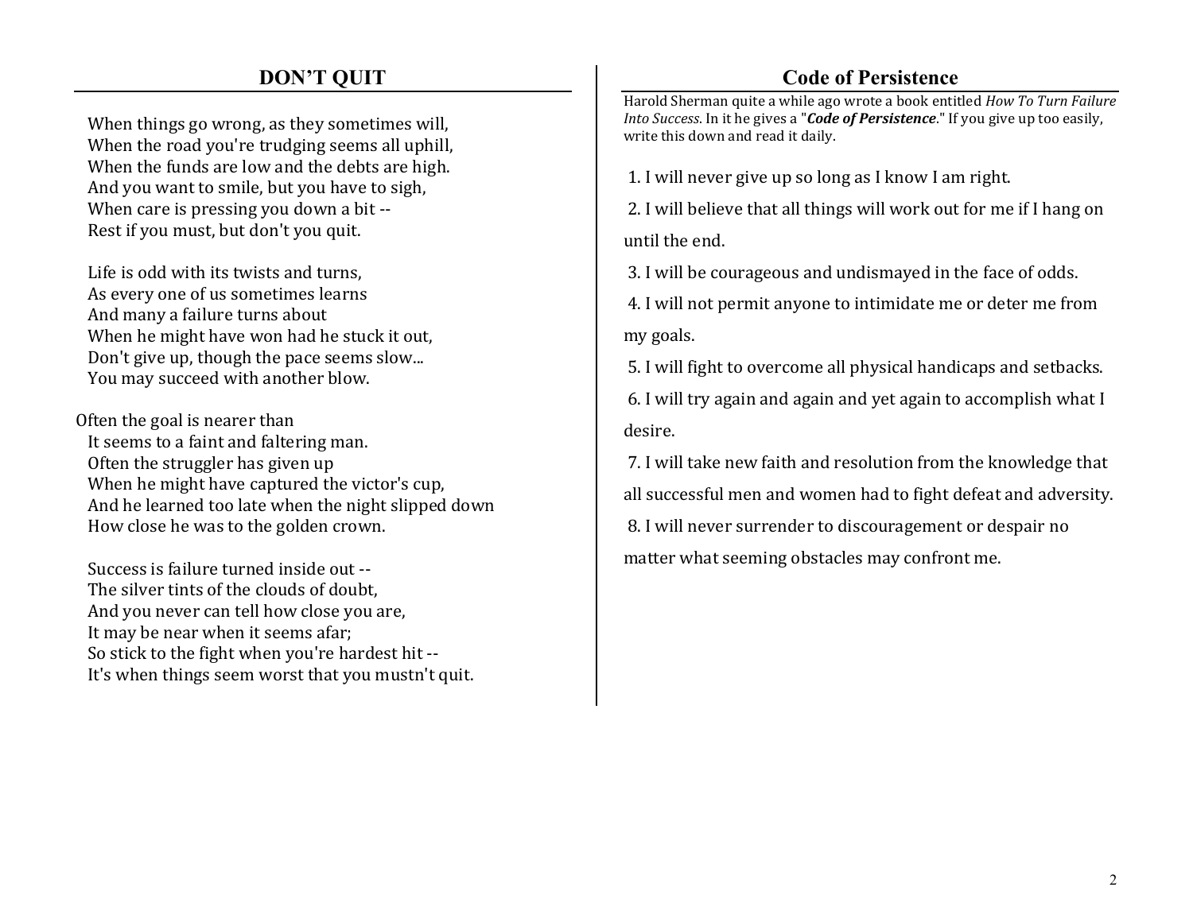## DON'T QUIT

When things go wrong, as they sometimes will,
When the road you're trudging seems all uphill,
When the funds are low and the debts are high.
And you want to smile, but you have to sigh,
When care is pressing you down a bit --
Rest if you must, but don't you quit.

Life is odd with its twists and turns,
As every one of us sometimes learns
And many a failure turns about
When he might have won had he stuck it out,
Don't give up, though the pace seems slow...
You may succeed with another blow.

Often the goal is nearer than
It seems to a faint and faltering man.
Often the struggler has given up
When he might have captured the victor's cup,
And he learned too late when the night slipped down
How close he was to the golden crown.

Success is failure turned inside out --
The silver tints of the clouds of doubt,
And you never can tell how close you are,
It may be near when it seems afar;
So stick to the fight when you're hardest hit --
It's when things seem worst that you mustn't quit.

## Code of Persistence

Harold Sherman quite a while ago wrote a book entitled *How To Turn Failure Into Success*. In it he gives a "***Code of Persistence***." If you give up too easily, write this down and read it daily.

1. I will never give up so long as I know I am right.
2. I will believe that all things will work out for me if I hang on until the end.
3. I will be courageous and undismayed in the face of odds.
4. I will not permit anyone to intimidate me or deter me from my goals.
5. I will fight to overcome all physical handicaps and setbacks.
6. I will try again and again and yet again to accomplish what I desire.
7. I will take new faith and resolution from the knowledge that all successful men and women had to fight defeat and adversity.
8. I will never surrender to discouragement or despair no matter what seeming obstacles may confront me.